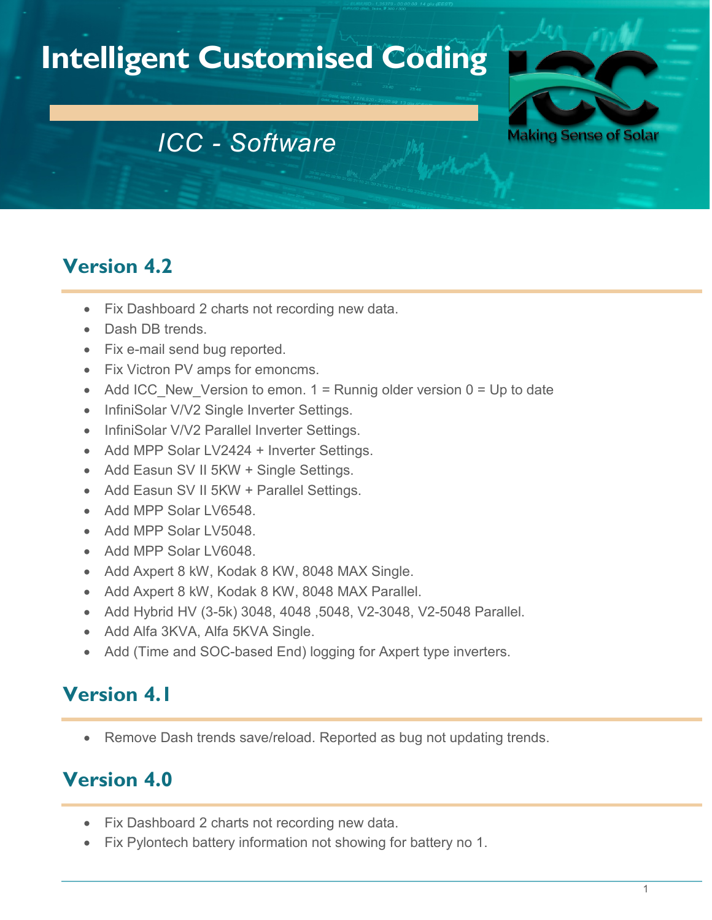# Intelligent Customised Coding

*ICC - Software*

Making Sense of Solar

## Version 4.2

- Fix Dashboard 2 charts not recording new data.
- Dash DB trends.
- Fix e-mail send bug reported.
- Fix Victron PV amps for emoncms.
- Add ICC_New_Version to emon. 1 = Runnig older version 0 = Up to date
- InfiniSolar V/V2 Single Inverter Settings.
- InfiniSolar V/V2 Parallel Inverter Settings.
- Add MPP Solar LV2424 + Inverter Settings.
- Add Easun SV II 5KW + Single Settings.
- Add Easun SV II 5KW + Parallel Settings.
- Add MPP Solar LV6548.
- Add MPP Solar LV5048.
- Add MPP Solar LV6048.
- Add Axpert 8 kW, Kodak 8 KW, 8048 MAX Single.
- Add Axpert 8 kW, Kodak 8 KW, 8048 MAX Parallel.
- Add Hybrid HV (3-5k) 3048, 4048 ,5048, V2-3048, V2-5048 Parallel.
- Add Alfa 3KVA, Alfa 5KVA Single.
- Add (Time and SOC-based End) logging for Axpert type inverters.

## Version 4.1

- Remove Dash trends save/reload. Reported as bug not updating trends.

## Version 4.0

- Fix Dashboard 2 charts not recording new data.
- Fix Pylontech battery information not showing for battery no 1.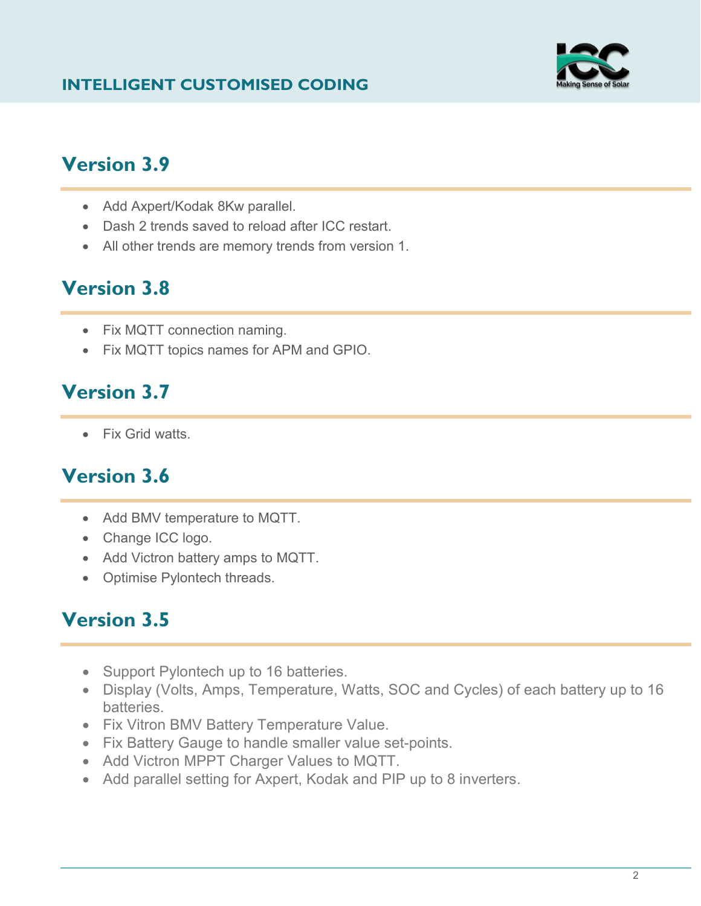## Version 3.9

- Add Axpert/Kodak 8Kw parallel.
- Dash 2 trends saved to reload after ICC restart.
- All other trends are memory trends from version 1.

## Version 3.8

- Fix MQTT connection naming.
- Fix MQTT topics names for APM and GPIO.

## Version 3.7

- Fix Grid watts.

## Version 3.6

- Add BMV temperature to MQTT.
- Change ICC logo.
- Add Victron battery amps to MQTT.
- Optimise Pylontech threads.

## Version 3.5

- Support Pylontech up to 16 batteries.
- Display (Volts, Amps, Temperature, Watts, SOC and Cycles) of each battery up to 16 batteries.
- Fix Vitron BMV Battery Temperature Value.
- Fix Battery Gauge to handle smaller value set-points.
- Add Victron MPPT Charger Values to MQTT.
- Add parallel setting for Axpert, Kodak and PIP up to 8 inverters.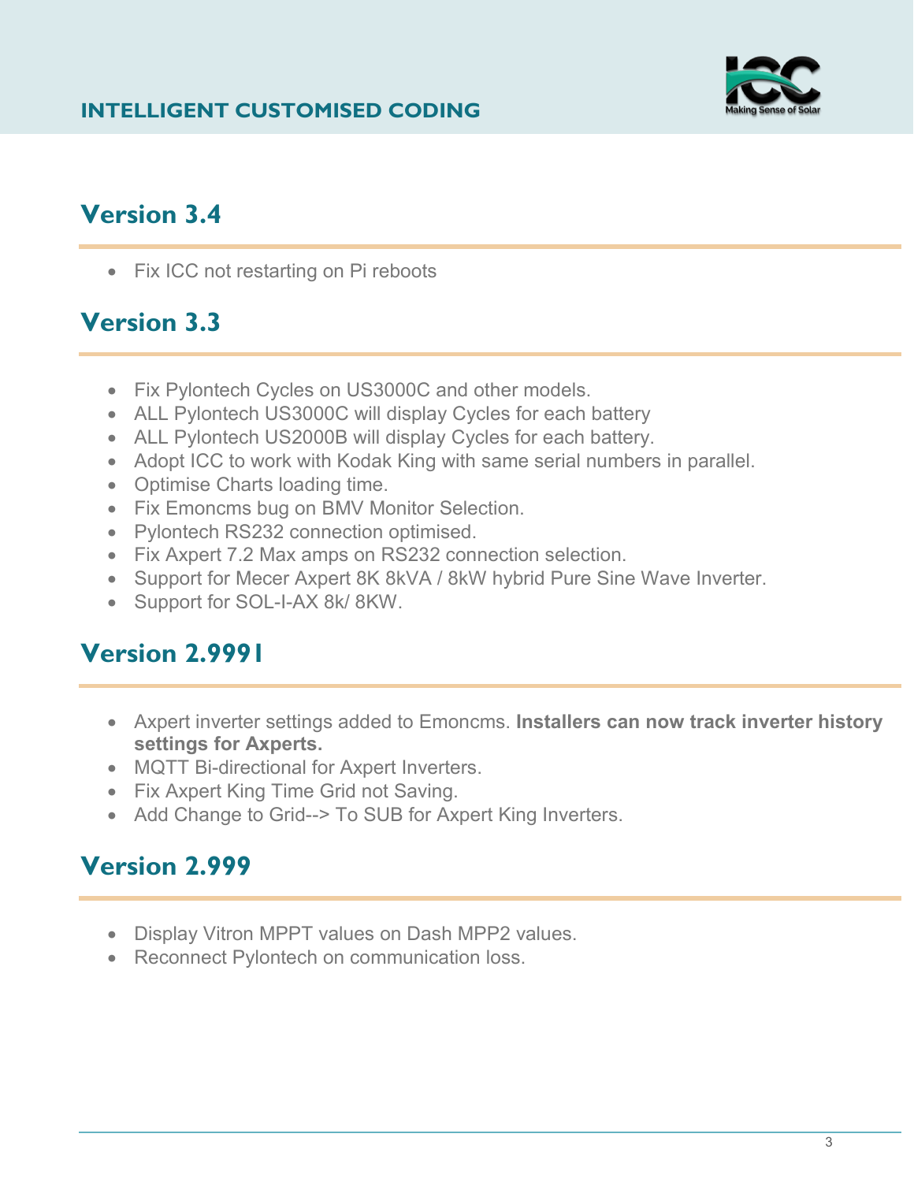## Version 3.4

- Fix ICC not restarting on Pi reboots

## Version 3.3

- Fix Pylontech Cycles on US3000C and other models.
- ALL Pylontech US3000C will display Cycles for each battery
- ALL Pylontech US2000B will display Cycles for each battery.
- Adopt ICC to work with Kodak King with same serial numbers in parallel.
- Optimise Charts loading time.
- Fix Emoncms bug on BMV Monitor Selection.
- Pylontech RS232 connection optimised.
- Fix Axpert 7.2 Max amps on RS232 connection selection.
- Support for Mecer Axpert 8K 8kVA / 8kW hybrid Pure Sine Wave Inverter.
- Support for SOL-I-AX 8k/ 8KW.

## Version 2.9991

- Axpert inverter settings added to Emoncms. **Installers can now track inverter history settings for Axperts.**
- MQTT Bi-directional for Axpert Inverters.
- Fix Axpert King Time Grid not Saving.
- Add Change to Grid--> To SUB for Axpert King Inverters.

## Version 2.999

- Display Vitron MPPT values on Dash MPP2 values.
- Reconnect Pylontech on communication loss.